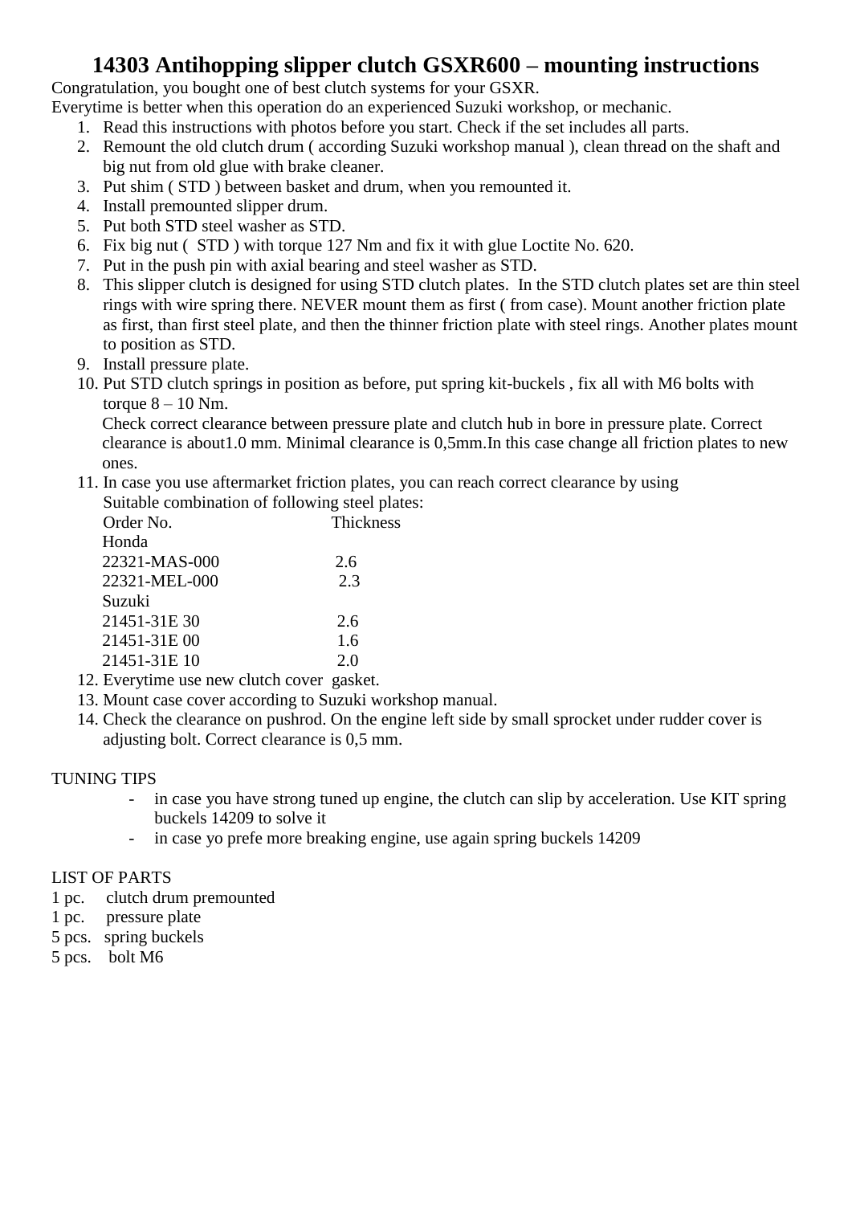# 14303 Antihopping slipper clutch GSXR600 – mounting instructions

Congratulation, you bought one of best clutch systems for your GSXR.
Everytime is better when this operation do an experienced Suzuki workshop, or mechanic.

1. Read this instructions with photos before you start. Check if the set includes all parts.
2. Remount the old clutch drum ( according Suzuki workshop manual ), clean thread on the shaft and big nut from old glue with brake cleaner.
3. Put shim ( STD ) between basket and drum, when you remounted it.
4. Install premounted slipper drum.
5. Put both STD steel washer as STD.
6. Fix big nut ( STD ) with torque 127 Nm and fix it with glue Loctite No. 620.
7. Put in the push pin with axial bearing and steel washer as STD.
8. This slipper clutch is designed for using STD clutch plates. In the STD clutch plates set are thin steel rings with wire spring there. NEVER mount them as first ( from case). Mount another friction plate as first, than first steel plate, and then the thinner friction plate with steel rings. Another plates mount to position as STD.
9. Install pressure plate.
10. Put STD clutch springs in position as before, put spring kit-buckels , fix all with M6 bolts with torque 8 – 10 Nm.
    Check correct clearance between pressure plate and clutch hub in bore in pressure plate. Correct clearance is about1.0 mm. Minimal clearance is 0,5mm.In this case change all friction plates to new ones.
11. In case you use aftermarket friction plates, you can reach correct clearance by using Suitable combination of following steel plates:

| Order No. | Thickness |
|---|---|
| Honda | |
| 22321-MAS-000 | 2.6 |
| 22321-MEL-000 | 2.3 |
| Suzuki | |
| 21451-31E 30 | 2.6 |
| 21451-31E 00 | 1.6 |
| 21451-31E 10 | 2.0 |

12. Everytime use new clutch cover gasket.
13. Mount case cover according to Suzuki workshop manual.
14. Check the clearance on pushrod. On the engine left side by small sprocket under rudder cover is adjusting bolt. Correct clearance is 0,5 mm.

TUNING TIPS

- in case you have strong tuned up engine, the clutch can slip by acceleration. Use KIT spring buckels 14209 to solve it
- in case yo prefe more breaking engine, use again spring buckels 14209

LIST OF PARTS

1 pc. clutch drum premounted
1 pc. pressure plate
5 pcs. spring buckels
5 pcs. bolt M6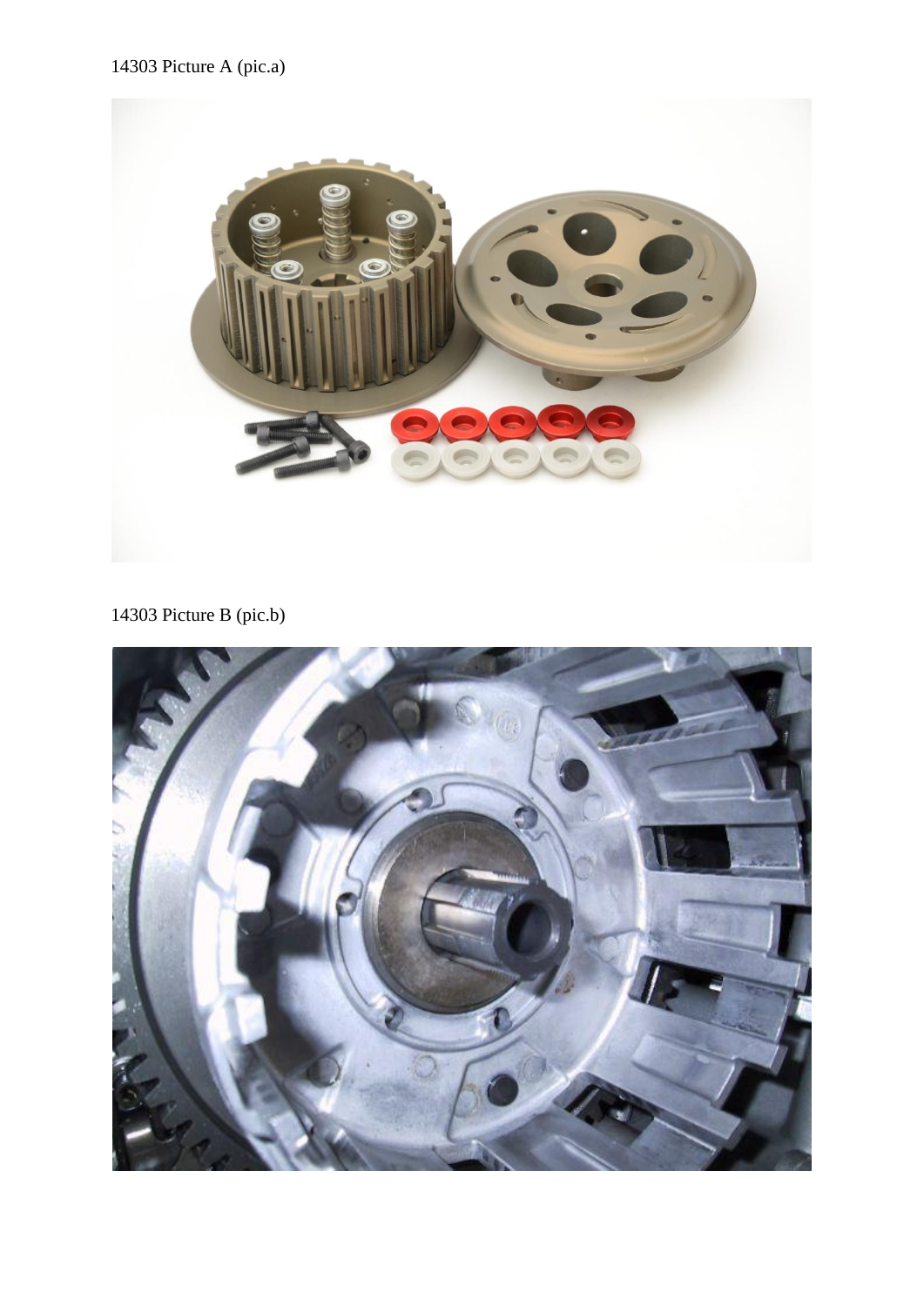14303 Picture A (pic.a)

14303 Picture B (pic.b)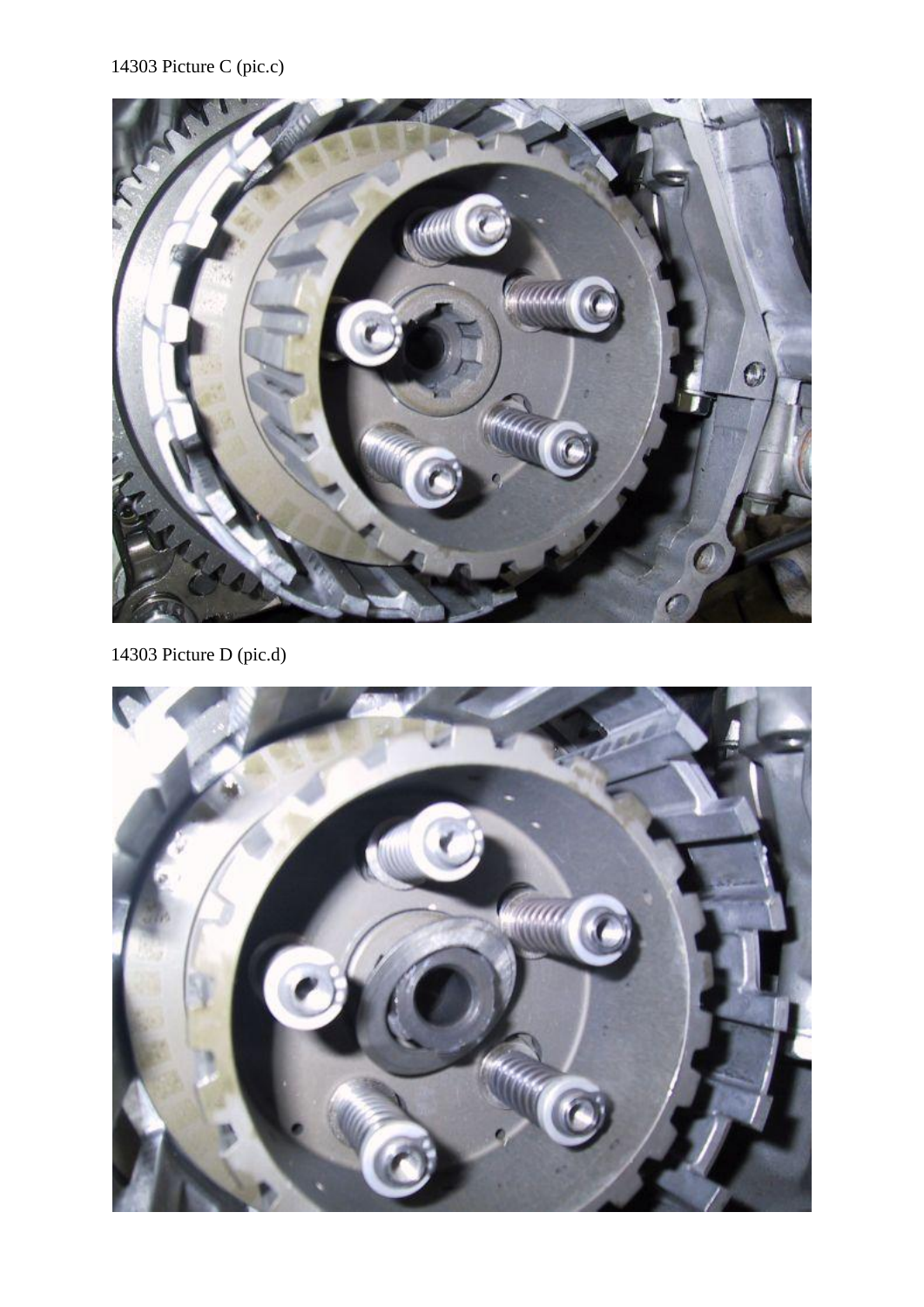14303 Picture C (pic.c)

14303 Picture D (pic.d)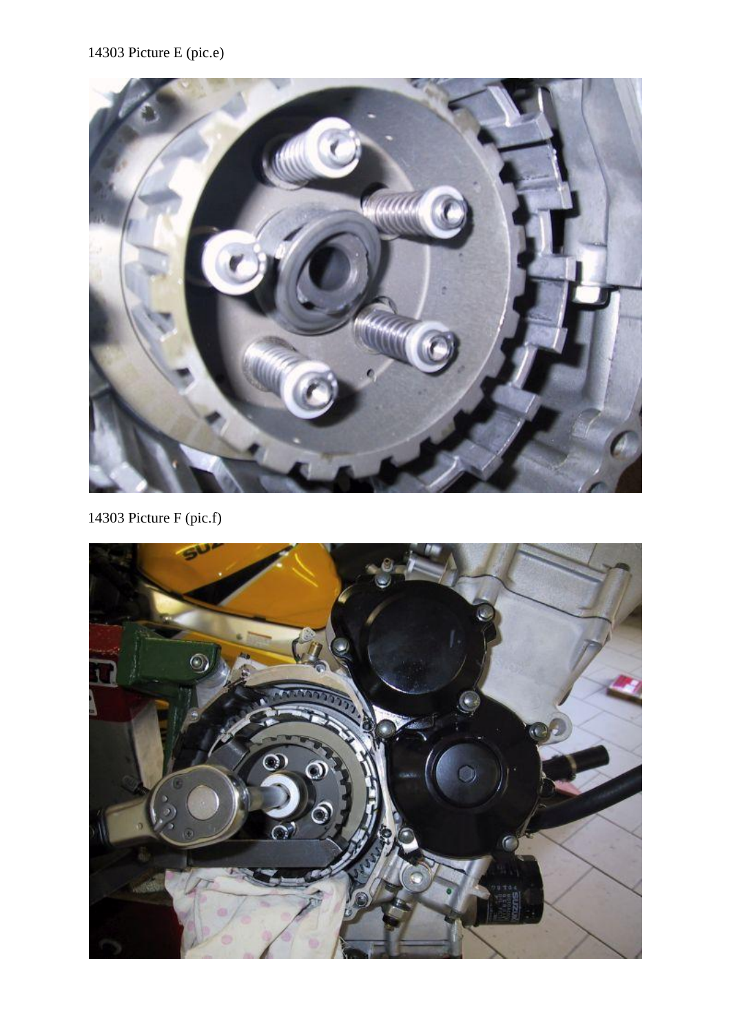14303 Picture E (pic.e)

14303 Picture F (pic.f)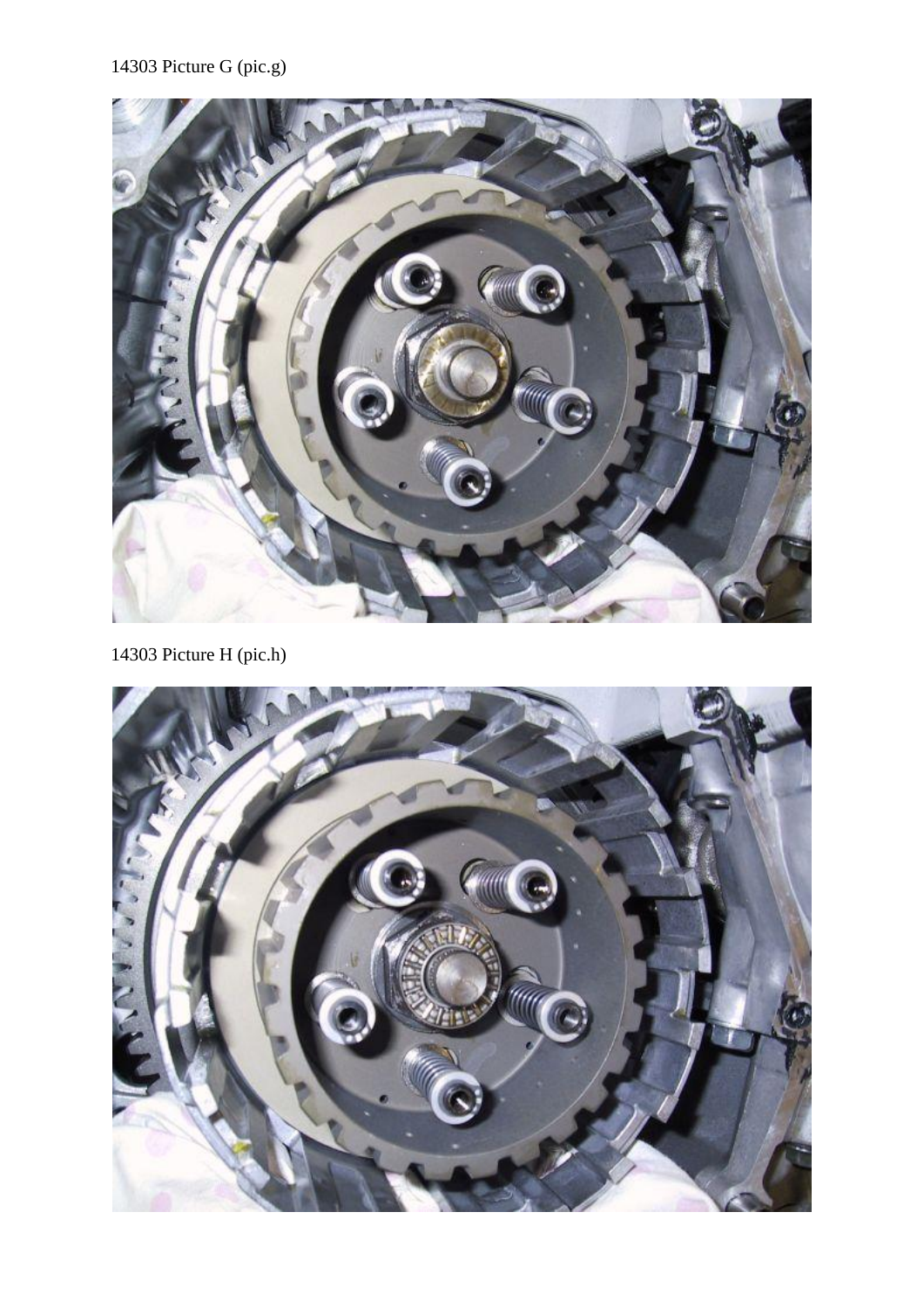14303 Picture G (pic.g)

14303 Picture H (pic.h)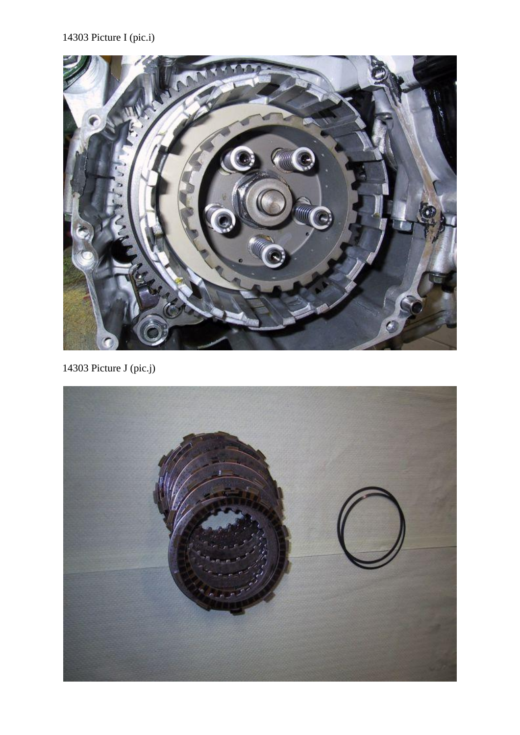14303 Picture I (pic.i)

14303 Picture J (pic.j)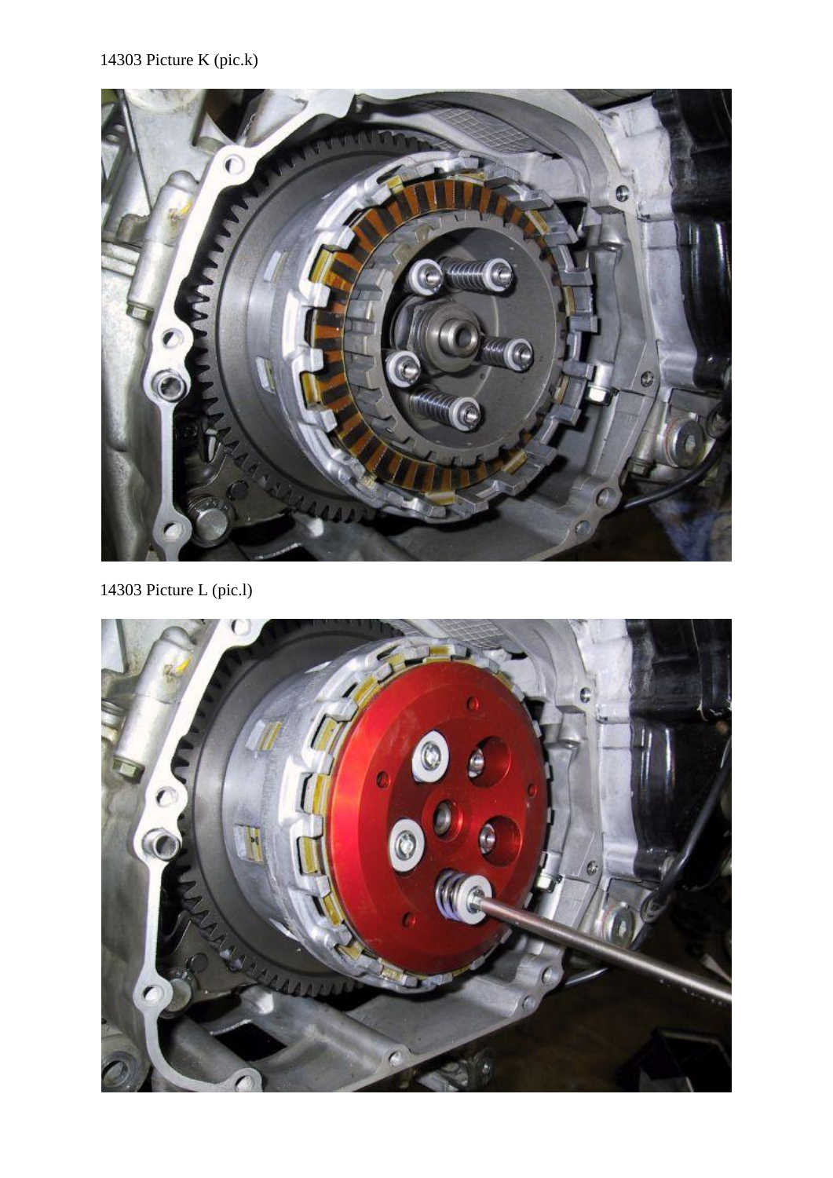14303 Picture K (pic.k)

14303 Picture L (pic.l)